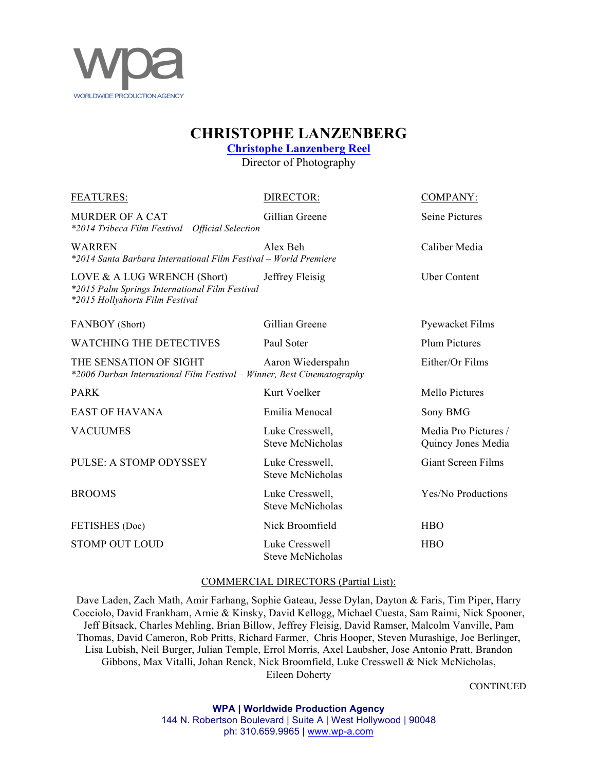wpa

WORLDWIDE PRODUCTION AGENCY

# CHRISTOPHE LANZENBERG

**Christophe Lanzenberg Reel**

Director of Photography

| FEATURES: | DIRECTOR: | COMPANY: |
|---|---|---|
| MURDER OF A CAT<br>*\*2014 Tribeca Film Festival – Official Selection* | Gillian Greene | Seine Pictures |
| WARREN<br>*\*2014 Santa Barbara International Film Festival – World Premiere* | Alex Beh | Caliber Media |
| LOVE & A LUG WRENCH (Short)<br>*\*2015 Palm Springs International Film Festival*<br>*\*2015 Hollyshorts Film Festival* | Jeffrey Fleisig | Uber Content |
| FANBOY (Short) | Gillian Greene | Pyewacket Films |
| WATCHING THE DETECTIVES | Paul Soter | Plum Pictures |
| THE SENSATION OF SIGHT<br>*\*2006 Durban International Film Festival – Winner, Best Cinematography* | Aaron Wiederspahn | Either/Or Films |
| PARK | Kurt Voelker | Mello Pictures |
| EAST OF HAVANA | Emilia Menocal | Sony BMG |
| VACUUMES | Luke Cresswell, Steve McNicholas | Media Pro Pictures / Quincy Jones Media |
| PULSE: A STOMP ODYSSEY | Luke Cresswell, Steve McNicholas | Giant Screen Films |
| BROOMS | Luke Cresswell, Steve McNicholas | Yes/No Productions |
| FETISHES (Doc) | Nick Broomfield | HBO |
| STOMP OUT LOUD | Luke Cresswell Steve McNicholas | HBO |

COMMERCIAL DIRECTORS (Partial List):

Dave Laden, Zach Math, Amir Farhang, Sophie Gateau, Jesse Dylan, Dayton & Faris, Tim Piper, Harry Cocciolo, David Frankham, Arnie & Kinsky, David Kellogg, Michael Cuesta, Sam Raimi, Nick Spooner, Jeff Bitsack, Charles Mehling, Brian Billow, Jeffrey Fleisig, David Ramser, Malcolm Vanville, Pam Thomas, David Cameron, Rob Pritts, Richard Farmer, Chris Hooper, Steven Murashige, Joe Berlinger, Lisa Lubish, Neil Burger, Julian Temple, Errol Morris, Axel Laubsher, Jose Antonio Pratt, Brandon Gibbons, Max Vitalli, Johan Renck, Nick Broomfield, Luke Cresswell & Nick McNicholas, Eileen Doherty

CONTINUED

**WPA | Worldwide Production Agency**
144 N. Robertson Boulevard | Suite A | West Hollywood | 90048
ph: 310.659.9965 | www.wp-a.com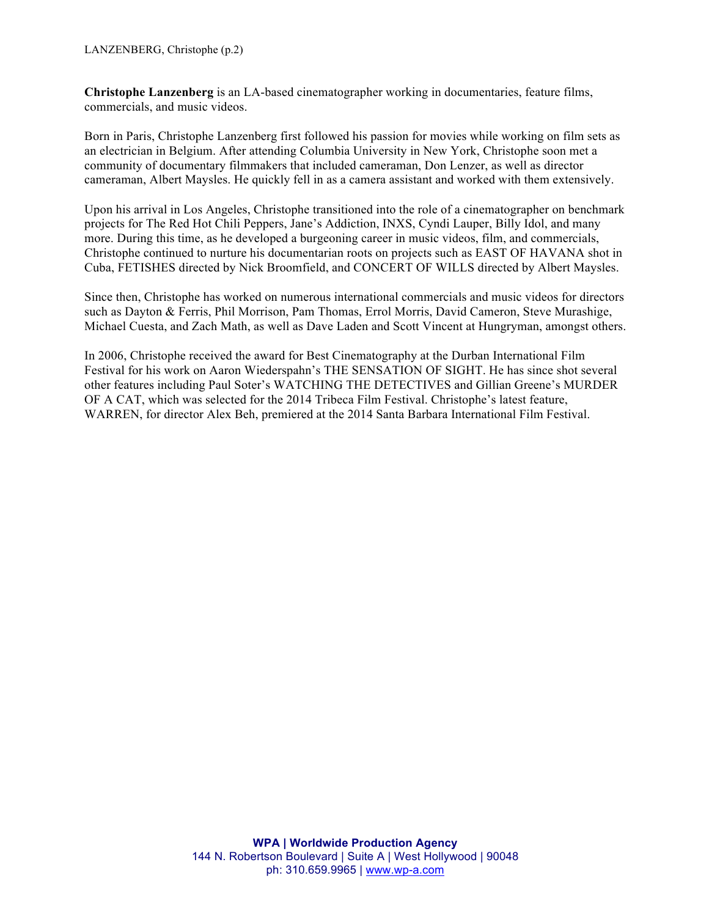**Christophe Lanzenberg** is an LA-based cinematographer working in documentaries, feature films, commercials, and music videos.

Born in Paris, Christophe Lanzenberg first followed his passion for movies while working on film sets as an electrician in Belgium. After attending Columbia University in New York, Christophe soon met a community of documentary filmmakers that included cameraman, Don Lenzer, as well as director cameraman, Albert Maysles. He quickly fell in as a camera assistant and worked with them extensively.

Upon his arrival in Los Angeles, Christophe transitioned into the role of a cinematographer on benchmark projects for The Red Hot Chili Peppers, Jane's Addiction, INXS, Cyndi Lauper, Billy Idol, and many more. During this time, as he developed a burgeoning career in music videos, film, and commercials, Christophe continued to nurture his documentarian roots on projects such as EAST OF HAVANA shot in Cuba, FETISHES directed by Nick Broomfield, and CONCERT OF WILLS directed by Albert Maysles.

Since then, Christophe has worked on numerous international commercials and music videos for directors such as Dayton & Ferris, Phil Morrison, Pam Thomas, Errol Morris, David Cameron, Steve Murashige, Michael Cuesta, and Zach Math, as well as Dave Laden and Scott Vincent at Hungryman, amongst others.

In 2006, Christophe received the award for Best Cinematography at the Durban International Film Festival for his work on Aaron Wiederspahn's THE SENSATION OF SIGHT. He has since shot several other features including Paul Soter's WATCHING THE DETECTIVES and Gillian Greene's MURDER OF A CAT, which was selected for the 2014 Tribeca Film Festival. Christophe's latest feature, WARREN, for director Alex Beh, premiered at the 2014 Santa Barbara International Film Festival.